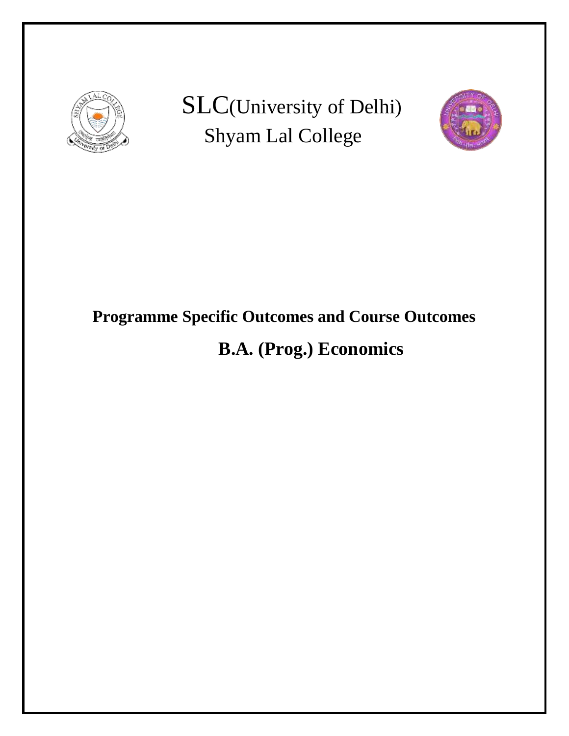# SLC(University of Delhi)
## Shyam Lal College

**Programme Specific Outcomes and Course Outcomes**

**B.A. (Prog.) Economics**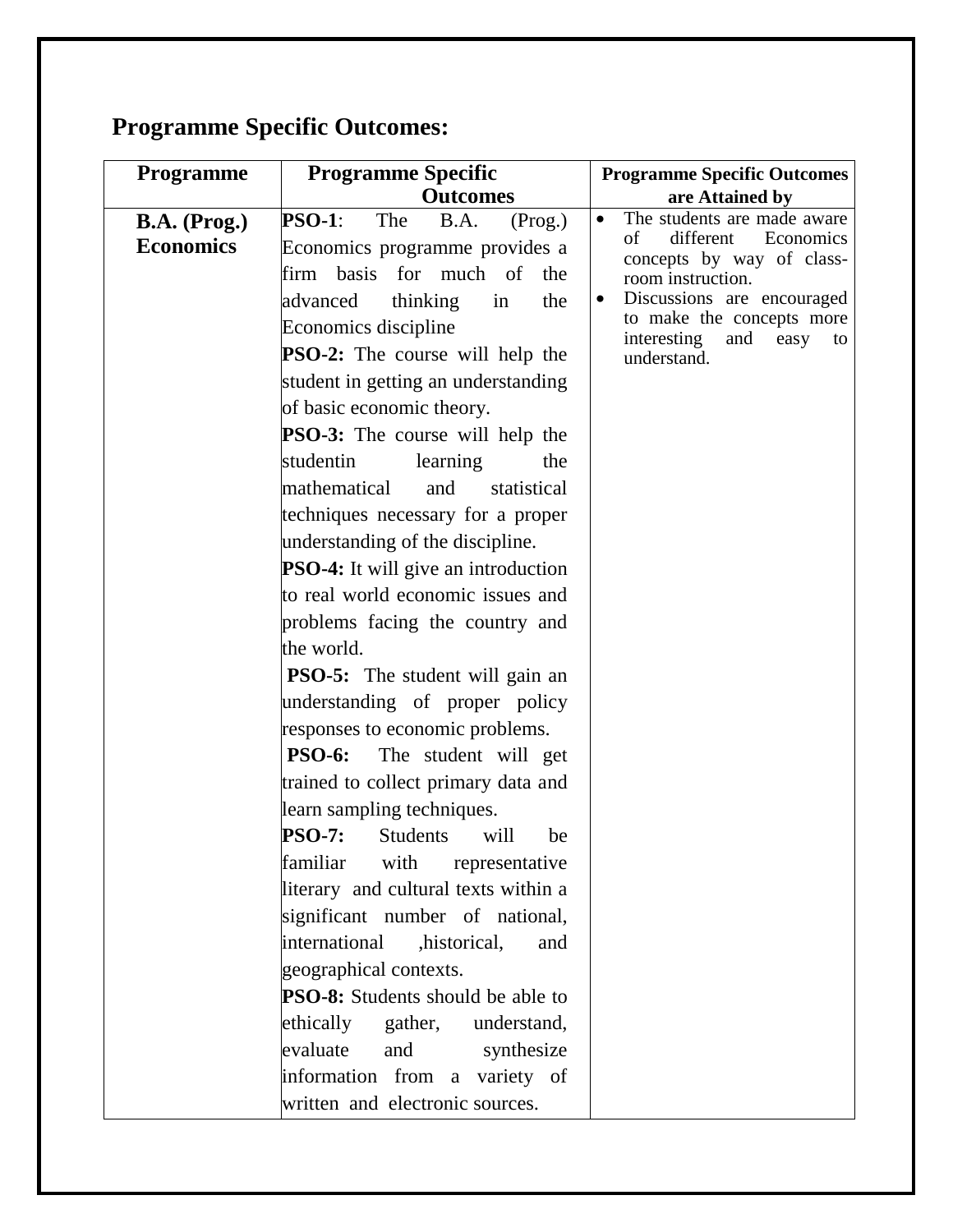## Programme Specific Outcomes:

| Programme | Programme Specific Outcomes | Programme Specific Outcomes are Attained by |
|---|---|---|
| **B.A. (Prog.) Economics** | **PSO-1**: The B.A. (Prog.) Economics programme provides a firm basis for much of the advanced thinking in the Economics discipline<br>**PSO-2:** The course will help the student in getting an understanding of basic economic theory.<br>**PSO-3:** The course will help the studentin learning the mathematical and statistical techniques necessary for a proper understanding of the discipline.<br>**PSO-4:** It will give an introduction to real world economic issues and problems facing the country and the world.<br>**PSO-5:** The student will gain an understanding of proper policy responses to economic problems.<br>**PSO-6:** The student will get trained to collect primary data and learn sampling techniques.<br>**PSO-7:** Students will be familiar with representative literary and cultural texts within a significant number of national, international ,historical, and geographical contexts.<br>**PSO-8:** Students should be able to ethically gather, understand, evaluate and synthesize information from a variety of written and electronic sources. | • The students are made aware of different Economics concepts by way of class-room instruction.<br>• Discussions are encouraged to make the concepts more interesting and easy to understand. |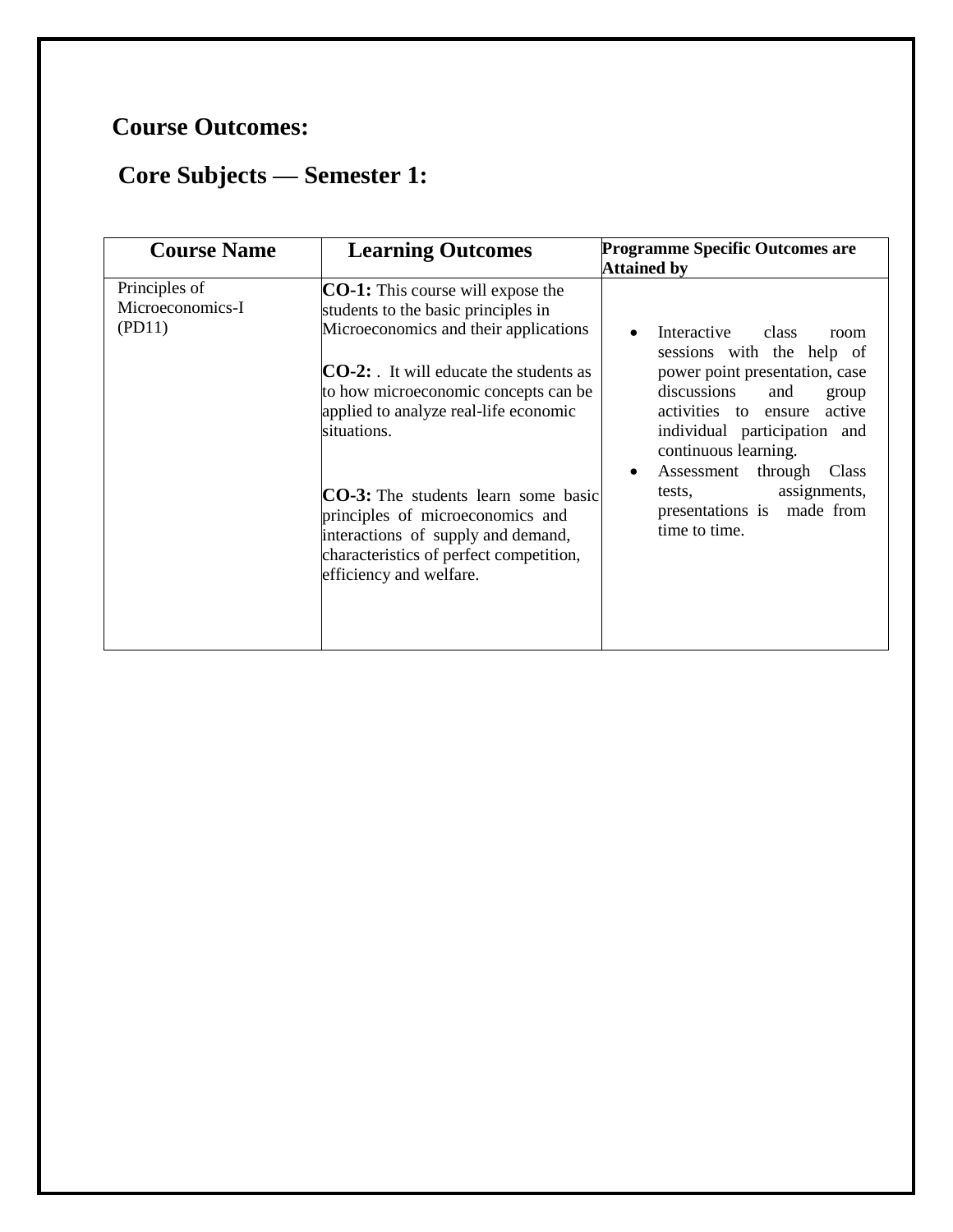## Course Outcomes:

## Core Subjects — Semester 1:

| Course Name | Learning Outcomes | Programme Specific Outcomes are Attained by |
|---|---|---|
| Principles of Microeconomics-I (PD11) | **CO-1:** This course will expose the students to the basic principles in Microeconomics and their applications<br><br>**CO-2:** . It will educate the students as to how microeconomic concepts can be applied to analyze real-life economic situations.<br><br>**CO-3:** The students learn some basic principles of microeconomics and interactions of supply and demand, characteristics of perfect competition, efficiency and welfare. | • Interactive class room sessions with the help of power point presentation, case discussions and group activities to ensure active individual participation and continuous learning.<br>• Assessment through Class tests, assignments, presentations is made from time to time. |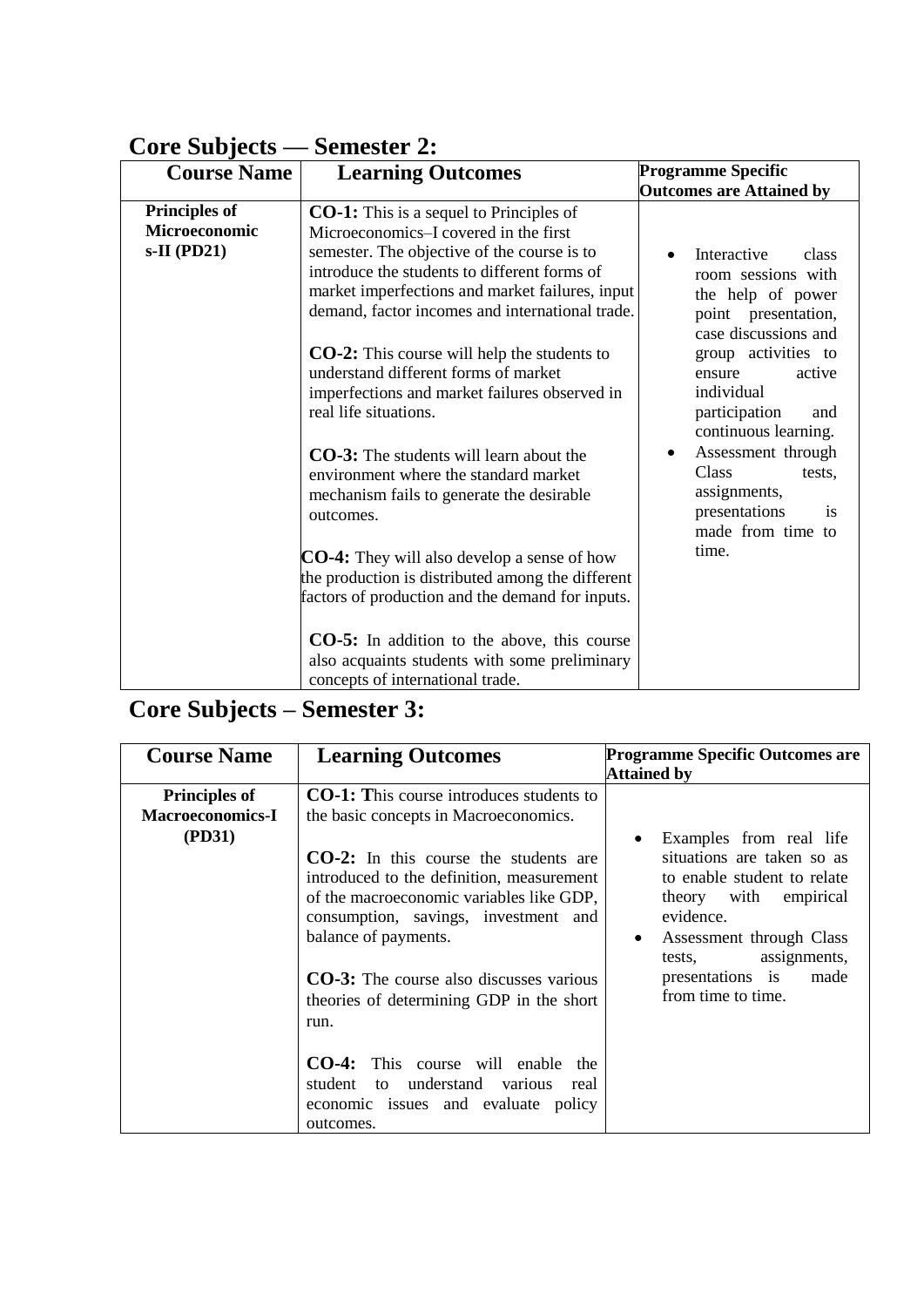## Core Subjects — Semester 2:

| Course Name | Learning Outcomes | Programme Specific Outcomes are Attained by |
|---|---|---|
| **Principles of Microeconomics-II (PD21)** | **CO-1:** This is a sequel to Principles of Microeconomics–I covered in the first semester. The objective of the course is to introduce the students to different forms of market imperfections and market failures, input demand, factor incomes and international trade.<br><br>**CO-2:** This course will help the students to understand different forms of market imperfections and market failures observed in real life situations.<br><br>**CO-3:** The students will learn about the environment where the standard market mechanism fails to generate the desirable outcomes.<br><br>**CO-4:** They will also develop a sense of how the production is distributed among the different factors of production and the demand for inputs.<br><br>**CO-5:** In addition to the above, this course also acquaints students with some preliminary concepts of international trade. | • Interactive class room sessions with the help of power point presentation, case discussions and group activities to ensure active individual participation and continuous learning.<br>• Assessment through Class tests, assignments, presentations is made from time to time. |

## Core Subjects – Semester 3:

| Course Name | Learning Outcomes | Programme Specific Outcomes are Attained by |
|---|---|---|
| **Principles of Macroeconomics-I (PD31)** | **CO-1: T**his course introduces students to the basic concepts in Macroeconomics.<br><br>**CO-2:** In this course the students are introduced to the definition, measurement of the macroeconomic variables like GDP, consumption, savings, investment and balance of payments.<br><br>**CO-3:** The course also discusses various theories of determining GDP in the short run.<br><br>**CO-4:** This course will enable the student to understand various real economic issues and evaluate policy outcomes. | • Examples from real life situations are taken so as to enable student to relate theory with empirical evidence.<br>• Assessment through Class tests, assignments, presentations is made from time to time. |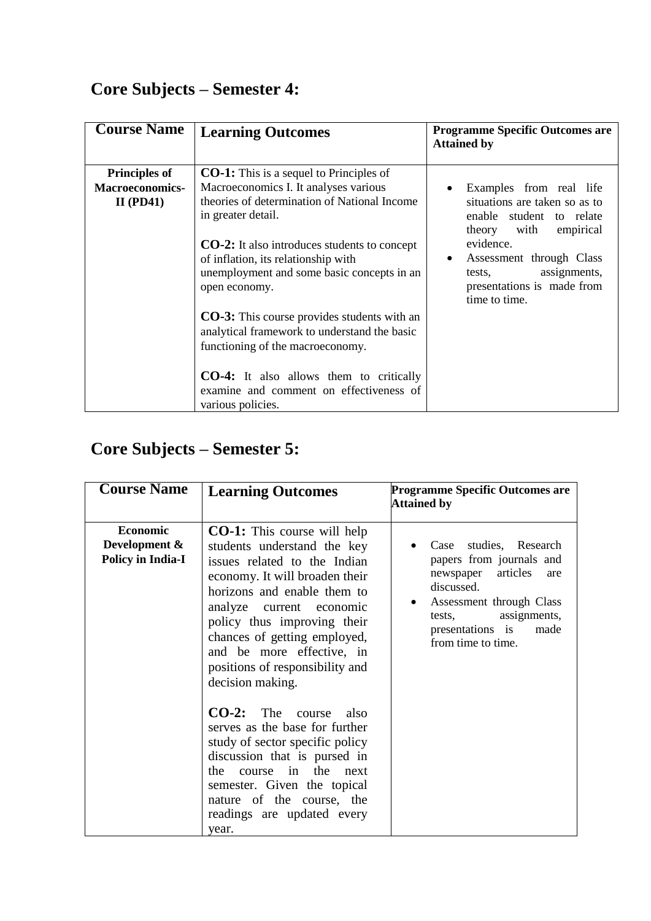## Core Subjects – Semester 4:

| Course Name | Learning Outcomes | Programme Specific Outcomes are Attained by |
|---|---|---|
| **Principles of Macroeconomics-II (PD41)** | **CO-1:** This is a sequel to Principles of Macroeconomics I. It analyses various theories of determination of National Income in greater detail.<br><br>**CO-2:** It also introduces students to concept of inflation, its relationship with unemployment and some basic concepts in an open economy.<br><br>**CO-3:** This course provides students with an analytical framework to understand the basic functioning of the macroeconomy.<br><br>**CO-4:** It also allows them to critically examine and comment on effectiveness of various policies. | • Examples from real life situations are taken so as to enable student to relate theory with empirical evidence.<br>• Assessment through Class tests, assignments, presentations is made from time to time. |

## Core Subjects – Semester 5:

| Course Name | Learning Outcomes | Programme Specific Outcomes are Attained by |
|---|---|---|
| **Economic Development & Policy in India-I** | **CO-1:** This course will help students understand the key issues related to the Indian economy. It will broaden their horizons and enable them to analyze current economic policy thus improving their chances of getting employed, and be more effective, in positions of responsibility and decision making.<br><br>**CO-2:** The course also serves as the base for further study of sector specific policy discussion that is pursed in the course in the next semester. Given the topical nature of the course, the readings are updated every year. | • Case studies, Research papers from journals and newspaper articles are discussed.<br>• Assessment through Class tests, assignments, presentations is made from time to time. |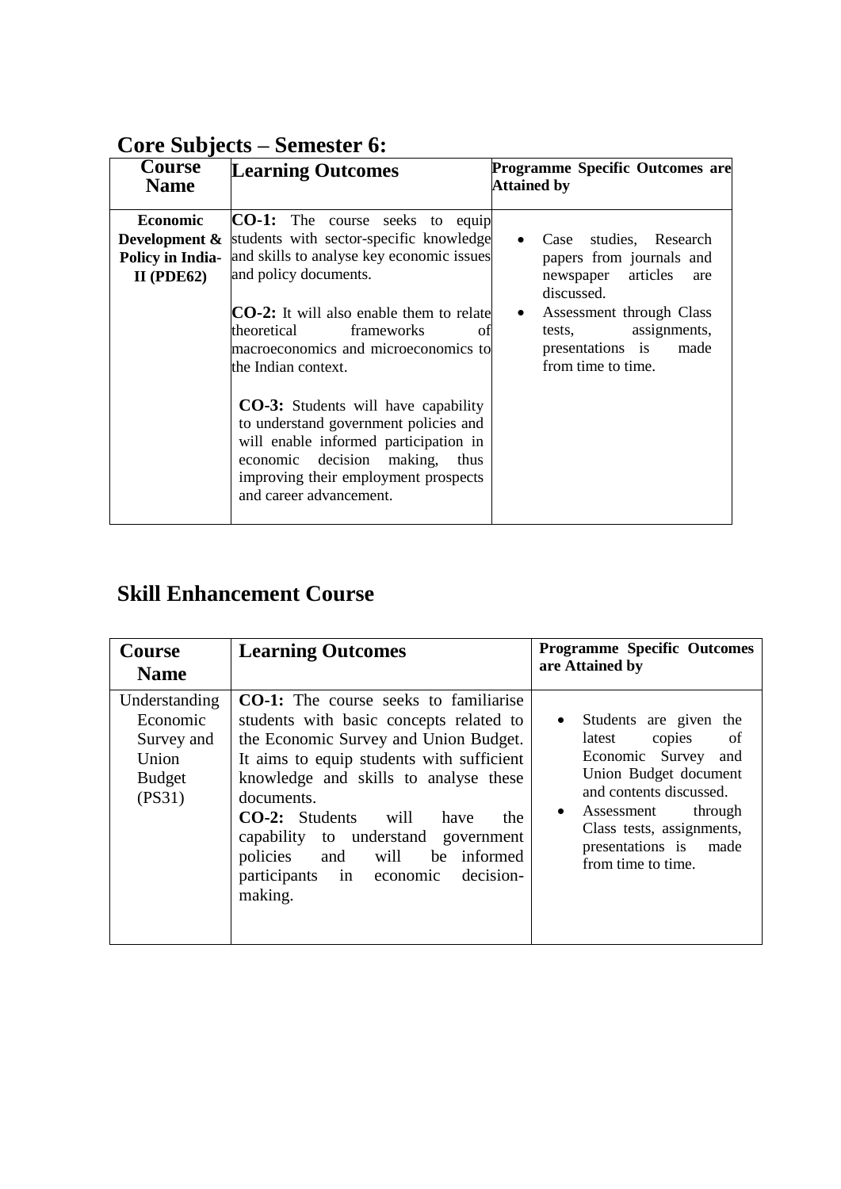## Core Subjects – Semester 6:

| Course Name | Learning Outcomes | Programme Specific Outcomes are Attained by |
|---|---|---|
| **Economic Development & Policy in India-II (PDE62)** | **CO-1:** The course seeks to equip students with sector-specific knowledge and skills to analyse key economic issues and policy documents.<br><br>**CO-2:** It will also enable them to relate theoretical frameworks of macroeconomics and microeconomics to the Indian context.<br><br>**CO-3:** Students will have capability to understand government policies and will enable informed participation in economic decision making, thus improving their employment prospects and career advancement. | • Case studies, Research papers from journals and newspaper articles are discussed.<br>• Assessment through Class tests, assignments, presentations is made from time to time. |

## Skill Enhancement Course

| Course Name | Learning Outcomes | Programme Specific Outcomes are Attained by |
|---|---|---|
| Understanding Economic Survey and Union Budget (PS31) | **CO-1:** The course seeks to familiarise students with basic concepts related to the Economic Survey and Union Budget. It aims to equip students with sufficient knowledge and skills to analyse these documents.<br>**CO-2:** Students will have the capability to understand government policies and will be informed participants in economic decision-making. | • Students are given the latest copies of Economic Survey and Union Budget document and contents discussed.<br>• Assessment through Class tests, assignments, presentations is made from time to time. |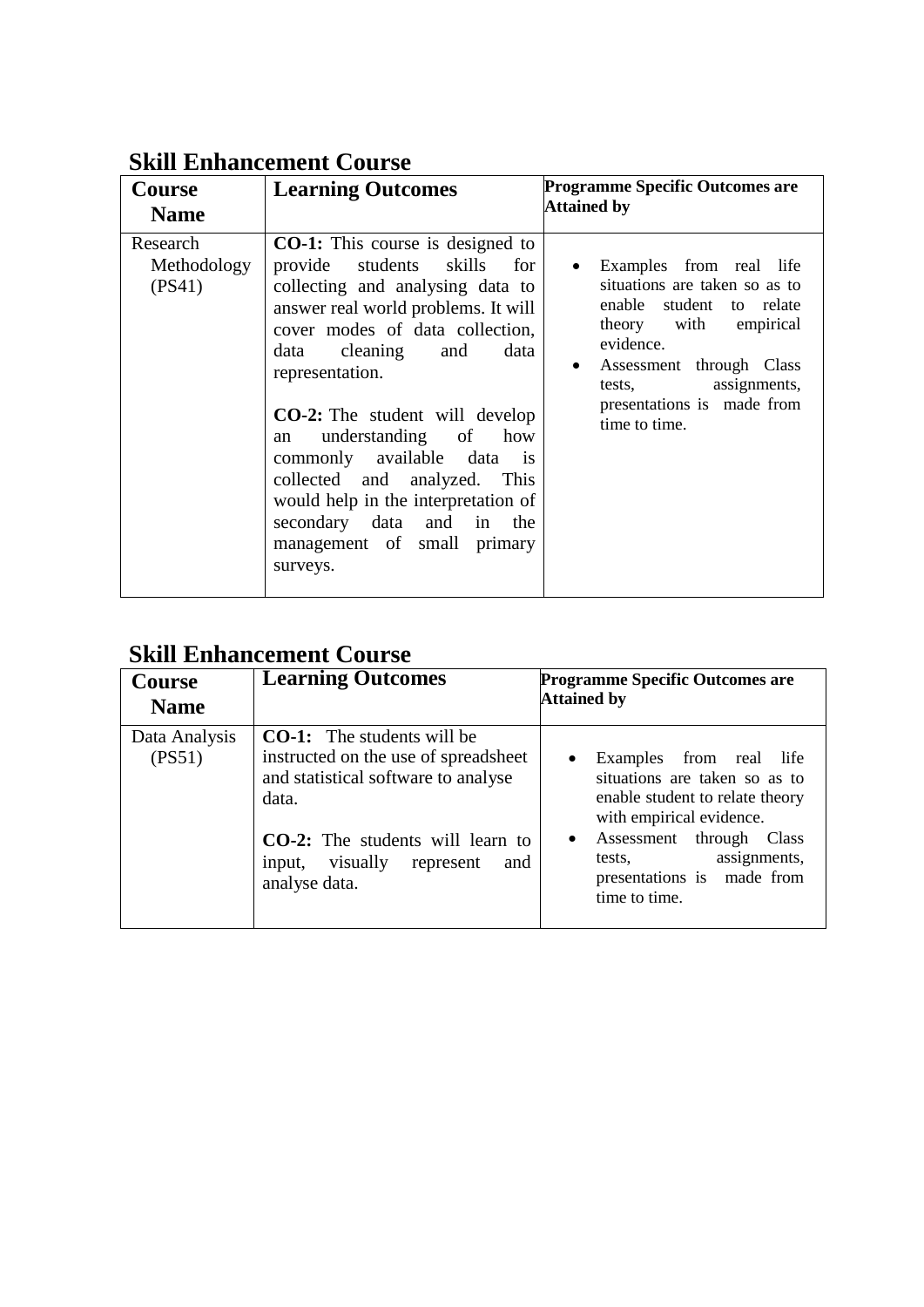## Skill Enhancement Course

| Course Name | Learning Outcomes | Programme Specific Outcomes are Attained by |
| --- | --- | --- |
| Research Methodology (PS41) | **CO-1:** This course is designed to provide students skills for collecting and analysing data to answer real world problems. It will cover modes of data collection, data cleaning and data representation.<br><br>**CO-2:** The student will develop an understanding of how commonly available data is collected and analyzed. This would help in the interpretation of secondary data and in the management of small primary surveys. | • Examples from real life situations are taken so as to enable student to relate theory with empirical evidence.<br>• Assessment through Class tests, assignments, presentations is made from time to time. |

## Skill Enhancement Course

| Course Name | Learning Outcomes | Programme Specific Outcomes are Attained by |
| --- | --- | --- |
| Data Analysis (PS51) | **CO-1:** The students will be instructed on the use of spreadsheet and statistical software to analyse data.<br><br>**CO-2:** The students will learn to input, visually represent and analyse data. | • Examples from real life situations are taken so as to enable student to relate theory with empirical evidence.<br>• Assessment through Class tests, assignments, presentations is made from time to time. |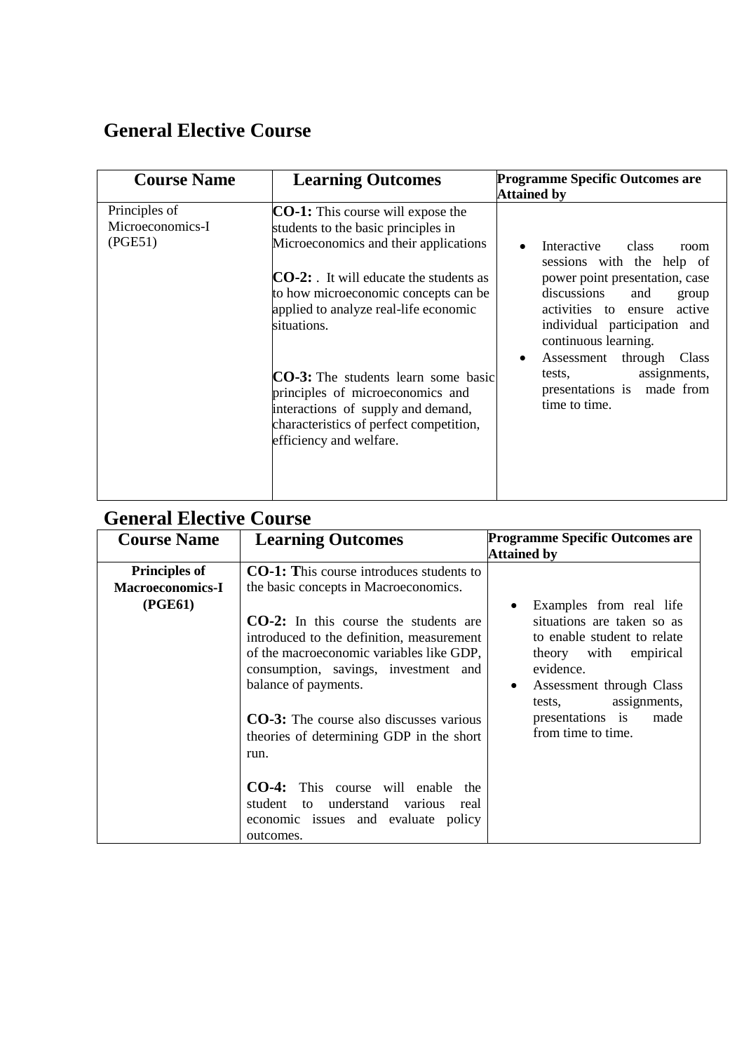## General Elective Course

| Course Name | Learning Outcomes | Programme Specific Outcomes are Attained by |
|---|---|---|
| Principles of Microeconomics-I (PGE51) | **CO-1:** This course will expose the students to the basic principles in Microeconomics and their applications<br><br>**CO-2:** . It will educate the students as to how microeconomic concepts can be applied to analyze real-life economic situations.<br><br>**CO-3:** The students learn some basic principles of microeconomics and interactions of supply and demand, characteristics of perfect competition, efficiency and welfare. | • Interactive class room sessions with the help of power point presentation, case discussions and group activities to ensure active individual participation and continuous learning.<br>• Assessment through Class tests, assignments, presentations is made from time to time. |

## General Elective Course

| Course Name | Learning Outcomes | Programme Specific Outcomes are Attained by |
|---|---|---|
| **Principles of Macroeconomics-I (PGE61)** | **CO-1: T**his course introduces students to the basic concepts in Macroeconomics.<br><br>**CO-2:** In this course the students are introduced to the definition, measurement of the macroeconomic variables like GDP, consumption, savings, investment and balance of payments.<br><br>**CO-3:** The course also discusses various theories of determining GDP in the short run.<br><br>**CO-4:** This course will enable the student to understand various real economic issues and evaluate policy outcomes. | • Examples from real life situations are taken so as to enable student to relate theory with empirical evidence.<br>• Assessment through Class tests, assignments, presentations is made from time to time. |